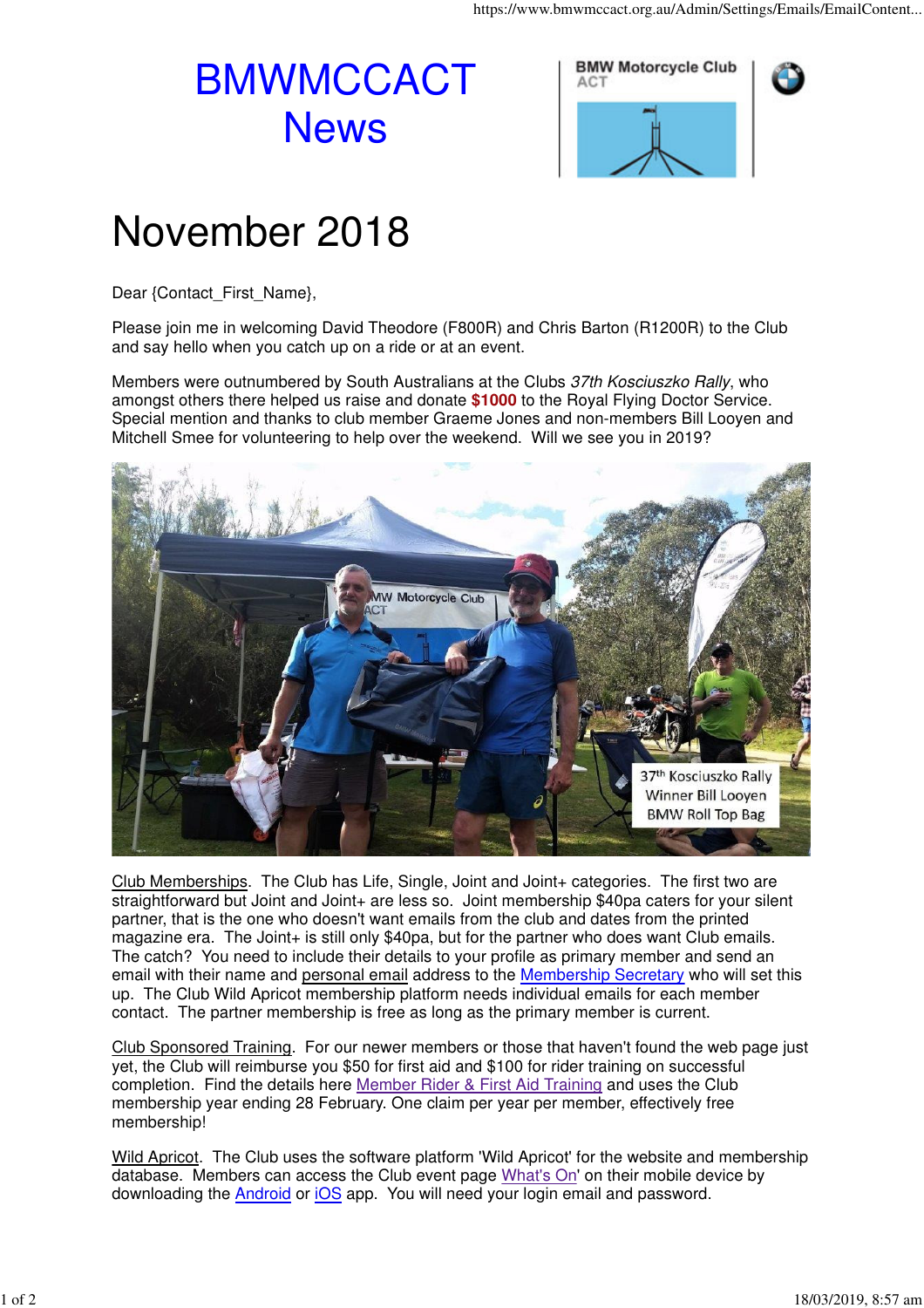# BMWMCCACT News

# November 2018

Dear {Contact_First_Name},

Please join me in welcoming David Theodore (F800R) and Chris Barton (R1200R) to the Club and say hello when you catch up on a ride or at an event.

Members were outnumbered by South Australians at the Clubs *37th Kosciuszko Rally*, who amongst others there helped us raise and donate **$1000** to the Royal Flying Doctor Service. Special mention and thanks to club member Graeme Jones and non-members Bill Looyen and Mitchell Smee for volunteering to help over the weekend. Will we see you in 2019?

37th Kosciuszko Rally Winner Bill Looyen BMW Roll Top Bag

Club Memberships. The Club has Life, Single, Joint and Joint+ categories. The first two are straightforward but Joint and Joint+ are less so. Joint membership $40pa caters for your silent partner, that is the one who doesn't want emails from the club and dates from the printed magazine era. The Joint+ is still only $40pa, but for the partner who does want Club emails. The catch? You need to include their details to your profile as primary member and send an email with their name and personal email address to the Membership Secretary who will set this up. The Club Wild Apricot membership platform needs individual emails for each member contact. The partner membership is free as long as the primary member is current.

Club Sponsored Training. For our newer members or those that haven't found the web page just yet, the Club will reimburse you $50 for first aid and $100 for rider training on successful completion. Find the details here Member Rider & First Aid Training and uses the Club membership year ending 28 February. One claim per year per member, effectively free membership!

Wild Apricot. The Club uses the software platform 'Wild Apricot' for the website and membership database. Members can access the Club event page What's On' on their mobile device by downloading the Android or iOS app. You will need your login email and password.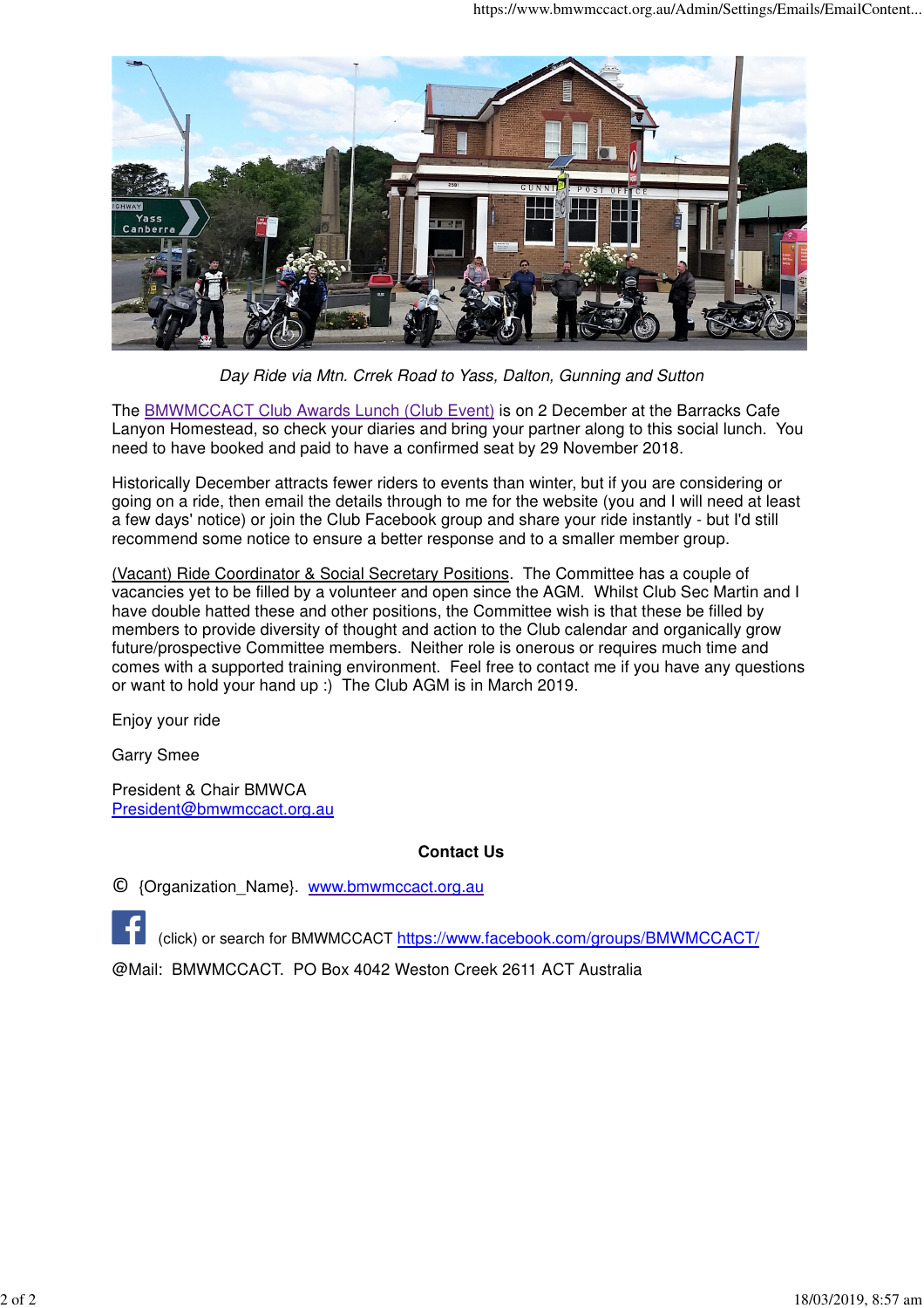*Day Ride via Mtn. Crrek Road to Yass, Dalton, Gunning and Sutton*

The BMWMCCACT Club Awards Lunch (Club Event) is on 2 December at the Barracks Cafe Lanyon Homestead, so check your diaries and bring your partner along to this social lunch. You need to have booked and paid to have a confirmed seat by 29 November 2018.

Historically December attracts fewer riders to events than winter, but if you are considering or going on a ride, then email the details through to me for the website (you and I will need at least a few days' notice) or join the Club Facebook group and share your ride instantly - but I'd still recommend some notice to ensure a better response and to a smaller member group.

(Vacant) Ride Coordinator & Social Secretary Positions. The Committee has a couple of vacancies yet to be filled by a volunteer and open since the AGM. Whilst Club Sec Martin and I have double hatted these and other positions, the Committee wish is that these be filled by members to provide diversity of thought and action to the Club calendar and organically grow future/prospective Committee members. Neither role is onerous or requires much time and comes with a supported training environment. Feel free to contact me if you have any questions or want to hold your hand up :) The Club AGM is in March 2019.

Enjoy your ride

Garry Smee

President & Chair BMWCA
President@bmwmccact.org.au

**Contact Us**

© {Organization_Name}. www.bmwmccact.org.au

(click) or search for BMWMCCACT https://www.facebook.com/groups/BMWMCCACT/

@Mail: BMWMCCACT. PO Box 4042 Weston Creek 2611 ACT Australia